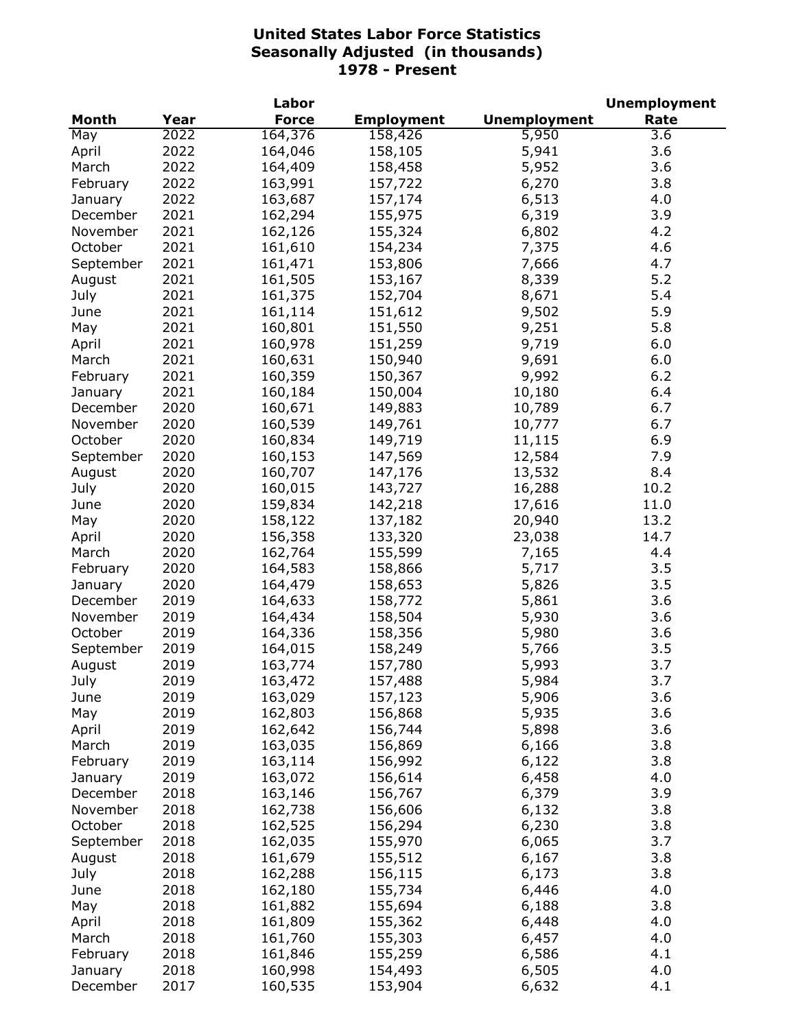# United States Labor Force Statistics
## Seasonally Adjusted (in thousands)
## 1978 - Present

| Month | Year | Labor Force | Employment | Unemployment | Unemployment Rate |
|---|---|---|---|---|---|
| May | 2022 | 164,376 | 158,426 | 5,950 | 3.6 |
| April | 2022 | 164,046 | 158,105 | 5,941 | 3.6 |
| March | 2022 | 164,409 | 158,458 | 5,952 | 3.6 |
| February | 2022 | 163,991 | 157,722 | 6,270 | 3.8 |
| January | 2022 | 163,687 | 157,174 | 6,513 | 4.0 |
| December | 2021 | 162,294 | 155,975 | 6,319 | 3.9 |
| November | 2021 | 162,126 | 155,324 | 6,802 | 4.2 |
| October | 2021 | 161,610 | 154,234 | 7,375 | 4.6 |
| September | 2021 | 161,471 | 153,806 | 7,666 | 4.7 |
| August | 2021 | 161,505 | 153,167 | 8,339 | 5.2 |
| July | 2021 | 161,375 | 152,704 | 8,671 | 5.4 |
| June | 2021 | 161,114 | 151,612 | 9,502 | 5.9 |
| May | 2021 | 160,801 | 151,550 | 9,251 | 5.8 |
| April | 2021 | 160,978 | 151,259 | 9,719 | 6.0 |
| March | 2021 | 160,631 | 150,940 | 9,691 | 6.0 |
| February | 2021 | 160,359 | 150,367 | 9,992 | 6.2 |
| January | 2021 | 160,184 | 150,004 | 10,180 | 6.4 |
| December | 2020 | 160,671 | 149,883 | 10,789 | 6.7 |
| November | 2020 | 160,539 | 149,761 | 10,777 | 6.7 |
| October | 2020 | 160,834 | 149,719 | 11,115 | 6.9 |
| September | 2020 | 160,153 | 147,569 | 12,584 | 7.9 |
| August | 2020 | 160,707 | 147,176 | 13,532 | 8.4 |
| July | 2020 | 160,015 | 143,727 | 16,288 | 10.2 |
| June | 2020 | 159,834 | 142,218 | 17,616 | 11.0 |
| May | 2020 | 158,122 | 137,182 | 20,940 | 13.2 |
| April | 2020 | 156,358 | 133,320 | 23,038 | 14.7 |
| March | 2020 | 162,764 | 155,599 | 7,165 | 4.4 |
| February | 2020 | 164,583 | 158,866 | 5,717 | 3.5 |
| January | 2020 | 164,479 | 158,653 | 5,826 | 3.5 |
| December | 2019 | 164,633 | 158,772 | 5,861 | 3.6 |
| November | 2019 | 164,434 | 158,504 | 5,930 | 3.6 |
| October | 2019 | 164,336 | 158,356 | 5,980 | 3.6 |
| September | 2019 | 164,015 | 158,249 | 5,766 | 3.5 |
| August | 2019 | 163,774 | 157,780 | 5,993 | 3.7 |
| July | 2019 | 163,472 | 157,488 | 5,984 | 3.7 |
| June | 2019 | 163,029 | 157,123 | 5,906 | 3.6 |
| May | 2019 | 162,803 | 156,868 | 5,935 | 3.6 |
| April | 2019 | 162,642 | 156,744 | 5,898 | 3.6 |
| March | 2019 | 163,035 | 156,869 | 6,166 | 3.8 |
| February | 2019 | 163,114 | 156,992 | 6,122 | 3.8 |
| January | 2019 | 163,072 | 156,614 | 6,458 | 4.0 |
| December | 2018 | 163,146 | 156,767 | 6,379 | 3.9 |
| November | 2018 | 162,738 | 156,606 | 6,132 | 3.8 |
| October | 2018 | 162,525 | 156,294 | 6,230 | 3.8 |
| September | 2018 | 162,035 | 155,970 | 6,065 | 3.7 |
| August | 2018 | 161,679 | 155,512 | 6,167 | 3.8 |
| July | 2018 | 162,288 | 156,115 | 6,173 | 3.8 |
| June | 2018 | 162,180 | 155,734 | 6,446 | 4.0 |
| May | 2018 | 161,882 | 155,694 | 6,188 | 3.8 |
| April | 2018 | 161,809 | 155,362 | 6,448 | 4.0 |
| March | 2018 | 161,760 | 155,303 | 6,457 | 4.0 |
| February | 2018 | 161,846 | 155,259 | 6,586 | 4.1 |
| January | 2018 | 160,998 | 154,493 | 6,505 | 4.0 |
| December | 2017 | 160,535 | 153,904 | 6,632 | 4.1 |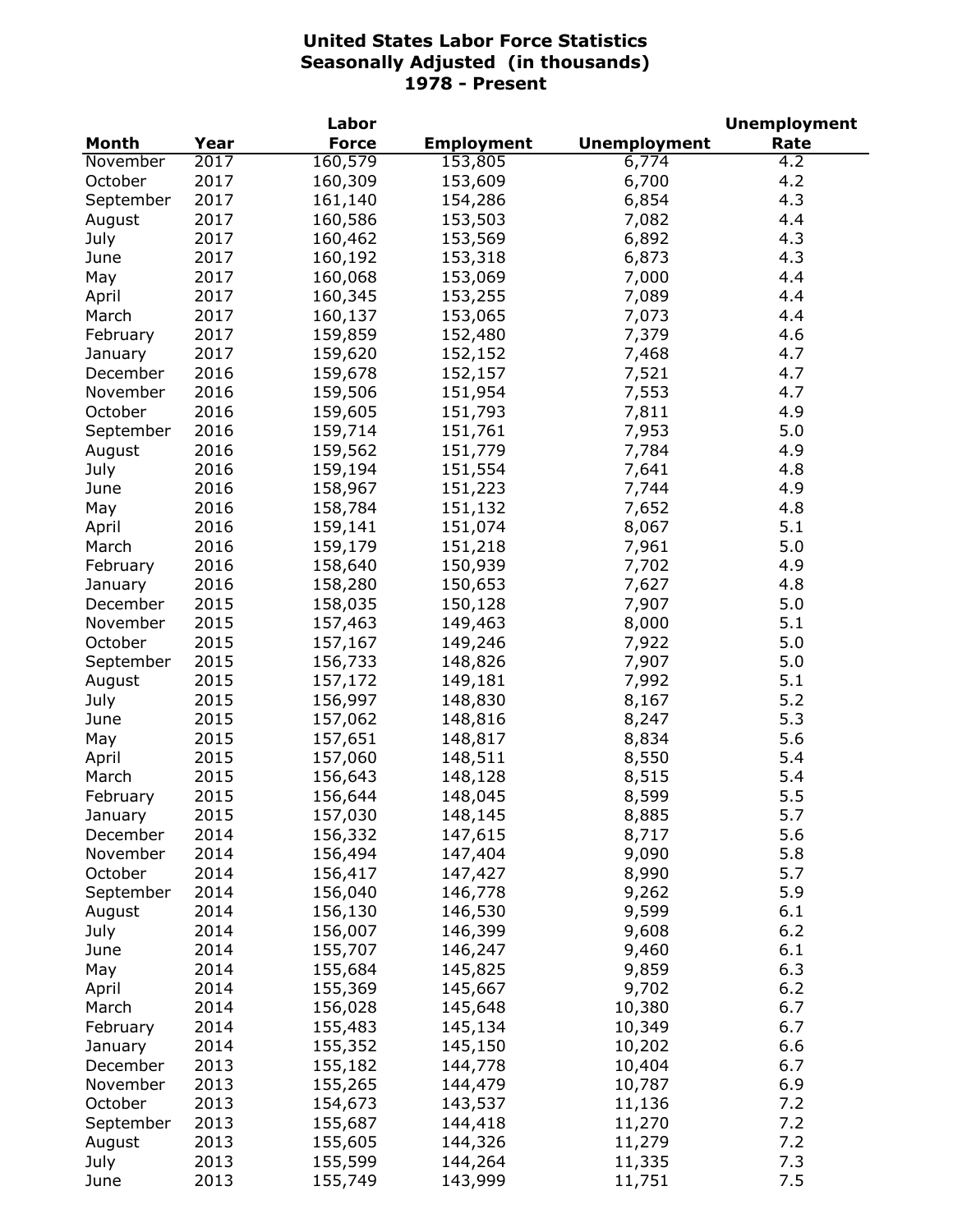# United States Labor Force Statistics
## Seasonally Adjusted (in thousands)
## 1978 - Present

| Month | Year | Labor Force | Employment | Unemployment | Unemployment Rate |
|---|---|---|---|---|---|
| November | 2017 | 160,579 | 153,805 | 6,774 | 4.2 |
| October | 2017 | 160,309 | 153,609 | 6,700 | 4.2 |
| September | 2017 | 161,140 | 154,286 | 6,854 | 4.3 |
| August | 2017 | 160,586 | 153,503 | 7,082 | 4.4 |
| July | 2017 | 160,462 | 153,569 | 6,892 | 4.3 |
| June | 2017 | 160,192 | 153,318 | 6,873 | 4.3 |
| May | 2017 | 160,068 | 153,069 | 7,000 | 4.4 |
| April | 2017 | 160,345 | 153,255 | 7,089 | 4.4 |
| March | 2017 | 160,137 | 153,065 | 7,073 | 4.4 |
| February | 2017 | 159,859 | 152,480 | 7,379 | 4.6 |
| January | 2017 | 159,620 | 152,152 | 7,468 | 4.7 |
| December | 2016 | 159,678 | 152,157 | 7,521 | 4.7 |
| November | 2016 | 159,506 | 151,954 | 7,553 | 4.7 |
| October | 2016 | 159,605 | 151,793 | 7,811 | 4.9 |
| September | 2016 | 159,714 | 151,761 | 7,953 | 5.0 |
| August | 2016 | 159,562 | 151,779 | 7,784 | 4.9 |
| July | 2016 | 159,194 | 151,554 | 7,641 | 4.8 |
| June | 2016 | 158,967 | 151,223 | 7,744 | 4.9 |
| May | 2016 | 158,784 | 151,132 | 7,652 | 4.8 |
| April | 2016 | 159,141 | 151,074 | 8,067 | 5.1 |
| March | 2016 | 159,179 | 151,218 | 7,961 | 5.0 |
| February | 2016 | 158,640 | 150,939 | 7,702 | 4.9 |
| January | 2016 | 158,280 | 150,653 | 7,627 | 4.8 |
| December | 2015 | 158,035 | 150,128 | 7,907 | 5.0 |
| November | 2015 | 157,463 | 149,463 | 8,000 | 5.1 |
| October | 2015 | 157,167 | 149,246 | 7,922 | 5.0 |
| September | 2015 | 156,733 | 148,826 | 7,907 | 5.0 |
| August | 2015 | 157,172 | 149,181 | 7,992 | 5.1 |
| July | 2015 | 156,997 | 148,830 | 8,167 | 5.2 |
| June | 2015 | 157,062 | 148,816 | 8,247 | 5.3 |
| May | 2015 | 157,651 | 148,817 | 8,834 | 5.6 |
| April | 2015 | 157,060 | 148,511 | 8,550 | 5.4 |
| March | 2015 | 156,643 | 148,128 | 8,515 | 5.4 |
| February | 2015 | 156,644 | 148,045 | 8,599 | 5.5 |
| January | 2015 | 157,030 | 148,145 | 8,885 | 5.7 |
| December | 2014 | 156,332 | 147,615 | 8,717 | 5.6 |
| November | 2014 | 156,494 | 147,404 | 9,090 | 5.8 |
| October | 2014 | 156,417 | 147,427 | 8,990 | 5.7 |
| September | 2014 | 156,040 | 146,778 | 9,262 | 5.9 |
| August | 2014 | 156,130 | 146,530 | 9,599 | 6.1 |
| July | 2014 | 156,007 | 146,399 | 9,608 | 6.2 |
| June | 2014 | 155,707 | 146,247 | 9,460 | 6.1 |
| May | 2014 | 155,684 | 145,825 | 9,859 | 6.3 |
| April | 2014 | 155,369 | 145,667 | 9,702 | 6.2 |
| March | 2014 | 156,028 | 145,648 | 10,380 | 6.7 |
| February | 2014 | 155,483 | 145,134 | 10,349 | 6.7 |
| January | 2014 | 155,352 | 145,150 | 10,202 | 6.6 |
| December | 2013 | 155,182 | 144,778 | 10,404 | 6.7 |
| November | 2013 | 155,265 | 144,479 | 10,787 | 6.9 |
| October | 2013 | 154,673 | 143,537 | 11,136 | 7.2 |
| September | 2013 | 155,687 | 144,418 | 11,270 | 7.2 |
| August | 2013 | 155,605 | 144,326 | 11,279 | 7.2 |
| July | 2013 | 155,599 | 144,264 | 11,335 | 7.3 |
| June | 2013 | 155,749 | 143,999 | 11,751 | 7.5 |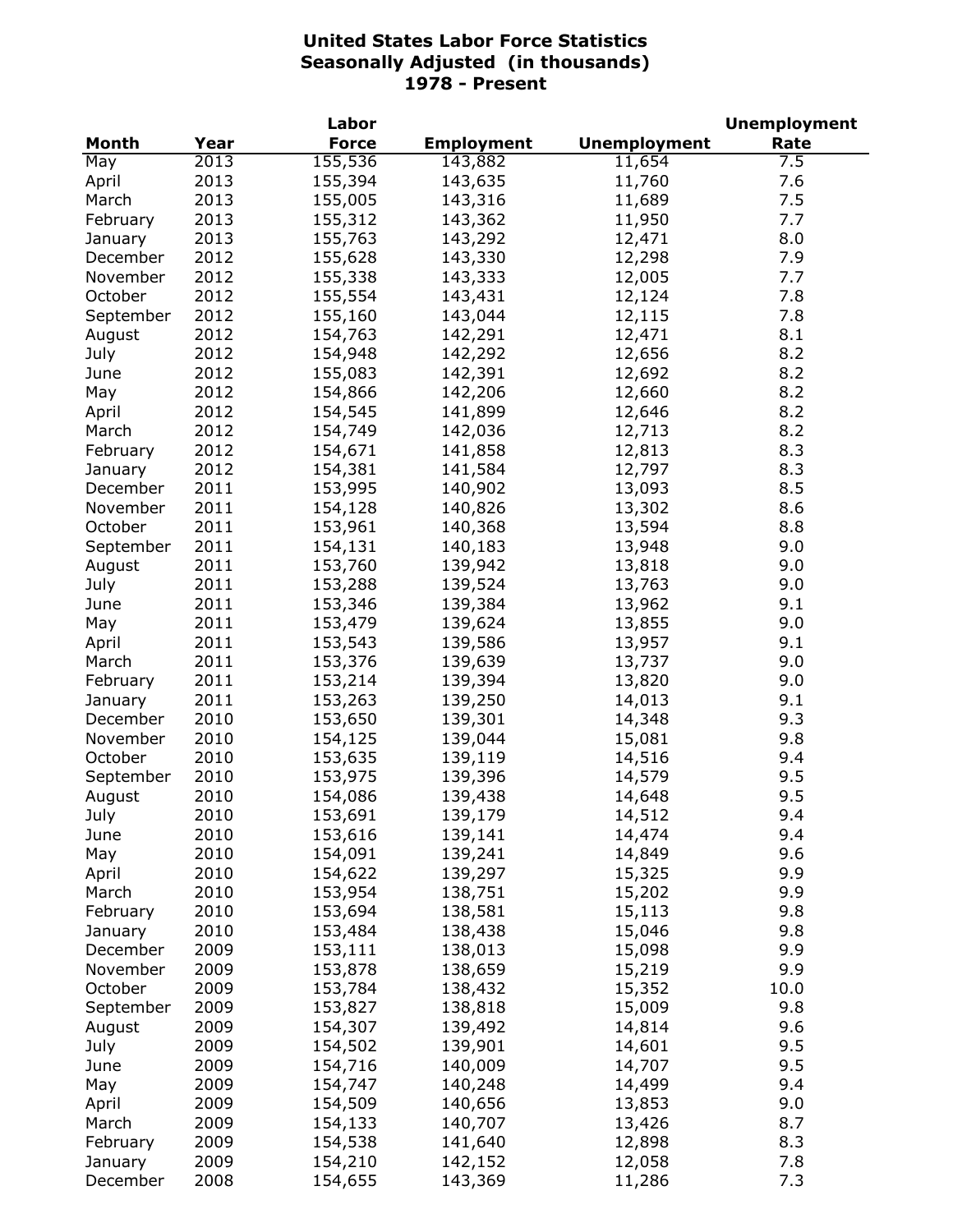# United States Labor Force Statistics
## Seasonally Adjusted (in thousands)
## 1978 - Present

| Month | Year | Labor Force | Employment | Unemployment | Unemployment Rate |
|---|---|---|---|---|---|
| May | 2013 | 155,536 | 143,882 | 11,654 | 7.5 |
| April | 2013 | 155,394 | 143,635 | 11,760 | 7.6 |
| March | 2013 | 155,005 | 143,316 | 11,689 | 7.5 |
| February | 2013 | 155,312 | 143,362 | 11,950 | 7.7 |
| January | 2013 | 155,763 | 143,292 | 12,471 | 8.0 |
| December | 2012 | 155,628 | 143,330 | 12,298 | 7.9 |
| November | 2012 | 155,338 | 143,333 | 12,005 | 7.7 |
| October | 2012 | 155,554 | 143,431 | 12,124 | 7.8 |
| September | 2012 | 155,160 | 143,044 | 12,115 | 7.8 |
| August | 2012 | 154,763 | 142,291 | 12,471 | 8.1 |
| July | 2012 | 154,948 | 142,292 | 12,656 | 8.2 |
| June | 2012 | 155,083 | 142,391 | 12,692 | 8.2 |
| May | 2012 | 154,866 | 142,206 | 12,660 | 8.2 |
| April | 2012 | 154,545 | 141,899 | 12,646 | 8.2 |
| March | 2012 | 154,749 | 142,036 | 12,713 | 8.2 |
| February | 2012 | 154,671 | 141,858 | 12,813 | 8.3 |
| January | 2012 | 154,381 | 141,584 | 12,797 | 8.3 |
| December | 2011 | 153,995 | 140,902 | 13,093 | 8.5 |
| November | 2011 | 154,128 | 140,826 | 13,302 | 8.6 |
| October | 2011 | 153,961 | 140,368 | 13,594 | 8.8 |
| September | 2011 | 154,131 | 140,183 | 13,948 | 9.0 |
| August | 2011 | 153,760 | 139,942 | 13,818 | 9.0 |
| July | 2011 | 153,288 | 139,524 | 13,763 | 9.0 |
| June | 2011 | 153,346 | 139,384 | 13,962 | 9.1 |
| May | 2011 | 153,479 | 139,624 | 13,855 | 9.0 |
| April | 2011 | 153,543 | 139,586 | 13,957 | 9.1 |
| March | 2011 | 153,376 | 139,639 | 13,737 | 9.0 |
| February | 2011 | 153,214 | 139,394 | 13,820 | 9.0 |
| January | 2011 | 153,263 | 139,250 | 14,013 | 9.1 |
| December | 2010 | 153,650 | 139,301 | 14,348 | 9.3 |
| November | 2010 | 154,125 | 139,044 | 15,081 | 9.8 |
| October | 2010 | 153,635 | 139,119 | 14,516 | 9.4 |
| September | 2010 | 153,975 | 139,396 | 14,579 | 9.5 |
| August | 2010 | 154,086 | 139,438 | 14,648 | 9.5 |
| July | 2010 | 153,691 | 139,179 | 14,512 | 9.4 |
| June | 2010 | 153,616 | 139,141 | 14,474 | 9.4 |
| May | 2010 | 154,091 | 139,241 | 14,849 | 9.6 |
| April | 2010 | 154,622 | 139,297 | 15,325 | 9.9 |
| March | 2010 | 153,954 | 138,751 | 15,202 | 9.9 |
| February | 2010 | 153,694 | 138,581 | 15,113 | 9.8 |
| January | 2010 | 153,484 | 138,438 | 15,046 | 9.8 |
| December | 2009 | 153,111 | 138,013 | 15,098 | 9.9 |
| November | 2009 | 153,878 | 138,659 | 15,219 | 9.9 |
| October | 2009 | 153,784 | 138,432 | 15,352 | 10.0 |
| September | 2009 | 153,827 | 138,818 | 15,009 | 9.8 |
| August | 2009 | 154,307 | 139,492 | 14,814 | 9.6 |
| July | 2009 | 154,502 | 139,901 | 14,601 | 9.5 |
| June | 2009 | 154,716 | 140,009 | 14,707 | 9.5 |
| May | 2009 | 154,747 | 140,248 | 14,499 | 9.4 |
| April | 2009 | 154,509 | 140,656 | 13,853 | 9.0 |
| March | 2009 | 154,133 | 140,707 | 13,426 | 8.7 |
| February | 2009 | 154,538 | 141,640 | 12,898 | 8.3 |
| January | 2009 | 154,210 | 142,152 | 12,058 | 7.8 |
| December | 2008 | 154,655 | 143,369 | 11,286 | 7.3 |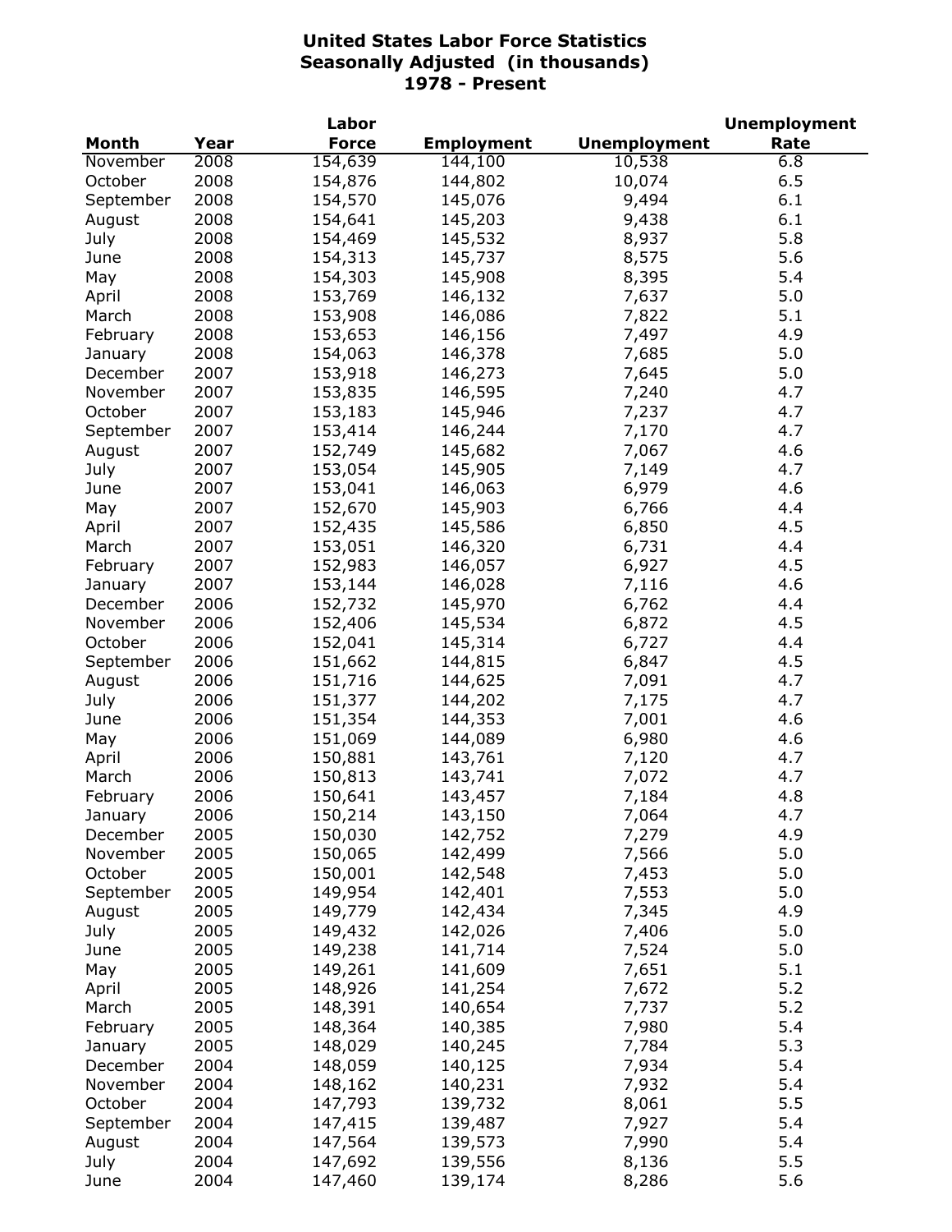**United States Labor Force Statistics**
**Seasonally Adjusted (in thousands)**
**1978 - Present**

| Month | Year | Labor Force | Employment | Unemployment | Unemployment Rate |
|---|---|---|---|---|---|
| November | 2008 | 154,639 | 144,100 | 10,538 | 6.8 |
| October | 2008 | 154,876 | 144,802 | 10,074 | 6.5 |
| September | 2008 | 154,570 | 145,076 | 9,494 | 6.1 |
| August | 2008 | 154,641 | 145,203 | 9,438 | 6.1 |
| July | 2008 | 154,469 | 145,532 | 8,937 | 5.8 |
| June | 2008 | 154,313 | 145,737 | 8,575 | 5.6 |
| May | 2008 | 154,303 | 145,908 | 8,395 | 5.4 |
| April | 2008 | 153,769 | 146,132 | 7,637 | 5.0 |
| March | 2008 | 153,908 | 146,086 | 7,822 | 5.1 |
| February | 2008 | 153,653 | 146,156 | 7,497 | 4.9 |
| January | 2008 | 154,063 | 146,378 | 7,685 | 5.0 |
| December | 2007 | 153,918 | 146,273 | 7,645 | 5.0 |
| November | 2007 | 153,835 | 146,595 | 7,240 | 4.7 |
| October | 2007 | 153,183 | 145,946 | 7,237 | 4.7 |
| September | 2007 | 153,414 | 146,244 | 7,170 | 4.7 |
| August | 2007 | 152,749 | 145,682 | 7,067 | 4.6 |
| July | 2007 | 153,054 | 145,905 | 7,149 | 4.7 |
| June | 2007 | 153,041 | 146,063 | 6,979 | 4.6 |
| May | 2007 | 152,670 | 145,903 | 6,766 | 4.4 |
| April | 2007 | 152,435 | 145,586 | 6,850 | 4.5 |
| March | 2007 | 153,051 | 146,320 | 6,731 | 4.4 |
| February | 2007 | 152,983 | 146,057 | 6,927 | 4.5 |
| January | 2007 | 153,144 | 146,028 | 7,116 | 4.6 |
| December | 2006 | 152,732 | 145,970 | 6,762 | 4.4 |
| November | 2006 | 152,406 | 145,534 | 6,872 | 4.5 |
| October | 2006 | 152,041 | 145,314 | 6,727 | 4.4 |
| September | 2006 | 151,662 | 144,815 | 6,847 | 4.5 |
| August | 2006 | 151,716 | 144,625 | 7,091 | 4.7 |
| July | 2006 | 151,377 | 144,202 | 7,175 | 4.7 |
| June | 2006 | 151,354 | 144,353 | 7,001 | 4.6 |
| May | 2006 | 151,069 | 144,089 | 6,980 | 4.6 |
| April | 2006 | 150,881 | 143,761 | 7,120 | 4.7 |
| March | 2006 | 150,813 | 143,741 | 7,072 | 4.7 |
| February | 2006 | 150,641 | 143,457 | 7,184 | 4.8 |
| January | 2006 | 150,214 | 143,150 | 7,064 | 4.7 |
| December | 2005 | 150,030 | 142,752 | 7,279 | 4.9 |
| November | 2005 | 150,065 | 142,499 | 7,566 | 5.0 |
| October | 2005 | 150,001 | 142,548 | 7,453 | 5.0 |
| September | 2005 | 149,954 | 142,401 | 7,553 | 5.0 |
| August | 2005 | 149,779 | 142,434 | 7,345 | 4.9 |
| July | 2005 | 149,432 | 142,026 | 7,406 | 5.0 |
| June | 2005 | 149,238 | 141,714 | 7,524 | 5.0 |
| May | 2005 | 149,261 | 141,609 | 7,651 | 5.1 |
| April | 2005 | 148,926 | 141,254 | 7,672 | 5.2 |
| March | 2005 | 148,391 | 140,654 | 7,737 | 5.2 |
| February | 2005 | 148,364 | 140,385 | 7,980 | 5.4 |
| January | 2005 | 148,029 | 140,245 | 7,784 | 5.3 |
| December | 2004 | 148,059 | 140,125 | 7,934 | 5.4 |
| November | 2004 | 148,162 | 140,231 | 7,932 | 5.4 |
| October | 2004 | 147,793 | 139,732 | 8,061 | 5.5 |
| September | 2004 | 147,415 | 139,487 | 7,927 | 5.4 |
| August | 2004 | 147,564 | 139,573 | 7,990 | 5.4 |
| July | 2004 | 147,692 | 139,556 | 8,136 | 5.5 |
| June | 2004 | 147,460 | 139,174 | 8,286 | 5.6 |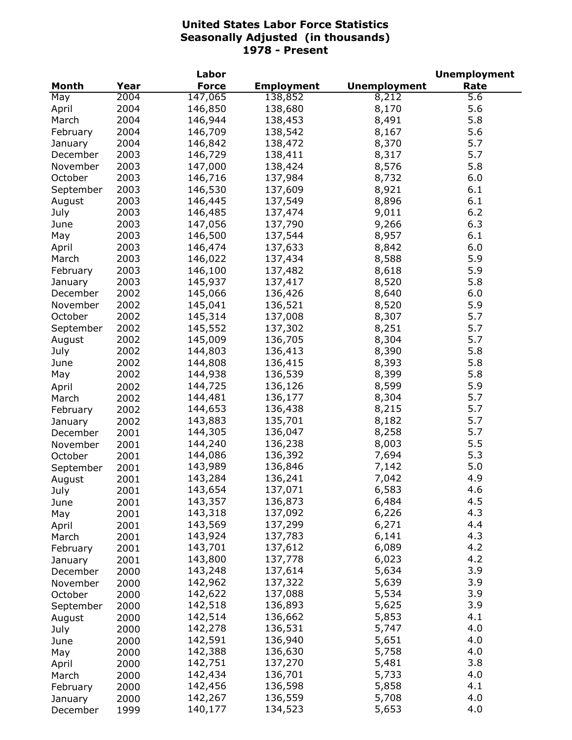# United States Labor Force Statistics
## Seasonally Adjusted (in thousands)
## 1978 - Present

| Month | Year | Labor Force | Employment | Unemployment | Unemployment Rate |
|---|---|---|---|---|---|
| May | 2004 | 147,065 | 138,852 | 8,212 | 5.6 |
| April | 2004 | 146,850 | 138,680 | 8,170 | 5.6 |
| March | 2004 | 146,944 | 138,453 | 8,491 | 5.8 |
| February | 2004 | 146,709 | 138,542 | 8,167 | 5.6 |
| January | 2004 | 146,842 | 138,472 | 8,370 | 5.7 |
| December | 2003 | 146,729 | 138,411 | 8,317 | 5.7 |
| November | 2003 | 147,000 | 138,424 | 8,576 | 5.8 |
| October | 2003 | 146,716 | 137,984 | 8,732 | 6.0 |
| September | 2003 | 146,530 | 137,609 | 8,921 | 6.1 |
| August | 2003 | 146,445 | 137,549 | 8,896 | 6.1 |
| July | 2003 | 146,485 | 137,474 | 9,011 | 6.2 |
| June | 2003 | 147,056 | 137,790 | 9,266 | 6.3 |
| May | 2003 | 146,500 | 137,544 | 8,957 | 6.1 |
| April | 2003 | 146,474 | 137,633 | 8,842 | 6.0 |
| March | 2003 | 146,022 | 137,434 | 8,588 | 5.9 |
| February | 2003 | 146,100 | 137,482 | 8,618 | 5.9 |
| January | 2003 | 145,937 | 137,417 | 8,520 | 5.8 |
| December | 2002 | 145,066 | 136,426 | 8,640 | 6.0 |
| November | 2002 | 145,041 | 136,521 | 8,520 | 5.9 |
| October | 2002 | 145,314 | 137,008 | 8,307 | 5.7 |
| September | 2002 | 145,552 | 137,302 | 8,251 | 5.7 |
| August | 2002 | 145,009 | 136,705 | 8,304 | 5.7 |
| July | 2002 | 144,803 | 136,413 | 8,390 | 5.8 |
| June | 2002 | 144,808 | 136,415 | 8,393 | 5.8 |
| May | 2002 | 144,938 | 136,539 | 8,399 | 5.8 |
| April | 2002 | 144,725 | 136,126 | 8,599 | 5.9 |
| March | 2002 | 144,481 | 136,177 | 8,304 | 5.7 |
| February | 2002 | 144,653 | 136,438 | 8,215 | 5.7 |
| January | 2002 | 143,883 | 135,701 | 8,182 | 5.7 |
| December | 2001 | 144,305 | 136,047 | 8,258 | 5.7 |
| November | 2001 | 144,240 | 136,238 | 8,003 | 5.5 |
| October | 2001 | 144,086 | 136,392 | 7,694 | 5.3 |
| September | 2001 | 143,989 | 136,846 | 7,142 | 5.0 |
| August | 2001 | 143,284 | 136,241 | 7,042 | 4.9 |
| July | 2001 | 143,654 | 137,071 | 6,583 | 4.6 |
| June | 2001 | 143,357 | 136,873 | 6,484 | 4.5 |
| May | 2001 | 143,318 | 137,092 | 6,226 | 4.3 |
| April | 2001 | 143,569 | 137,299 | 6,271 | 4.4 |
| March | 2001 | 143,924 | 137,783 | 6,141 | 4.3 |
| February | 2001 | 143,701 | 137,612 | 6,089 | 4.2 |
| January | 2001 | 143,800 | 137,778 | 6,023 | 4.2 |
| December | 2000 | 143,248 | 137,614 | 5,634 | 3.9 |
| November | 2000 | 142,962 | 137,322 | 5,639 | 3.9 |
| October | 2000 | 142,622 | 137,088 | 5,534 | 3.9 |
| September | 2000 | 142,518 | 136,893 | 5,625 | 3.9 |
| August | 2000 | 142,514 | 136,662 | 5,853 | 4.1 |
| July | 2000 | 142,278 | 136,531 | 5,747 | 4.0 |
| June | 2000 | 142,591 | 136,940 | 5,651 | 4.0 |
| May | 2000 | 142,388 | 136,630 | 5,758 | 4.0 |
| April | 2000 | 142,751 | 137,270 | 5,481 | 3.8 |
| March | 2000 | 142,434 | 136,701 | 5,733 | 4.0 |
| February | 2000 | 142,456 | 136,598 | 5,858 | 4.1 |
| January | 2000 | 142,267 | 136,559 | 5,708 | 4.0 |
| December | 1999 | 140,177 | 134,523 | 5,653 | 4.0 |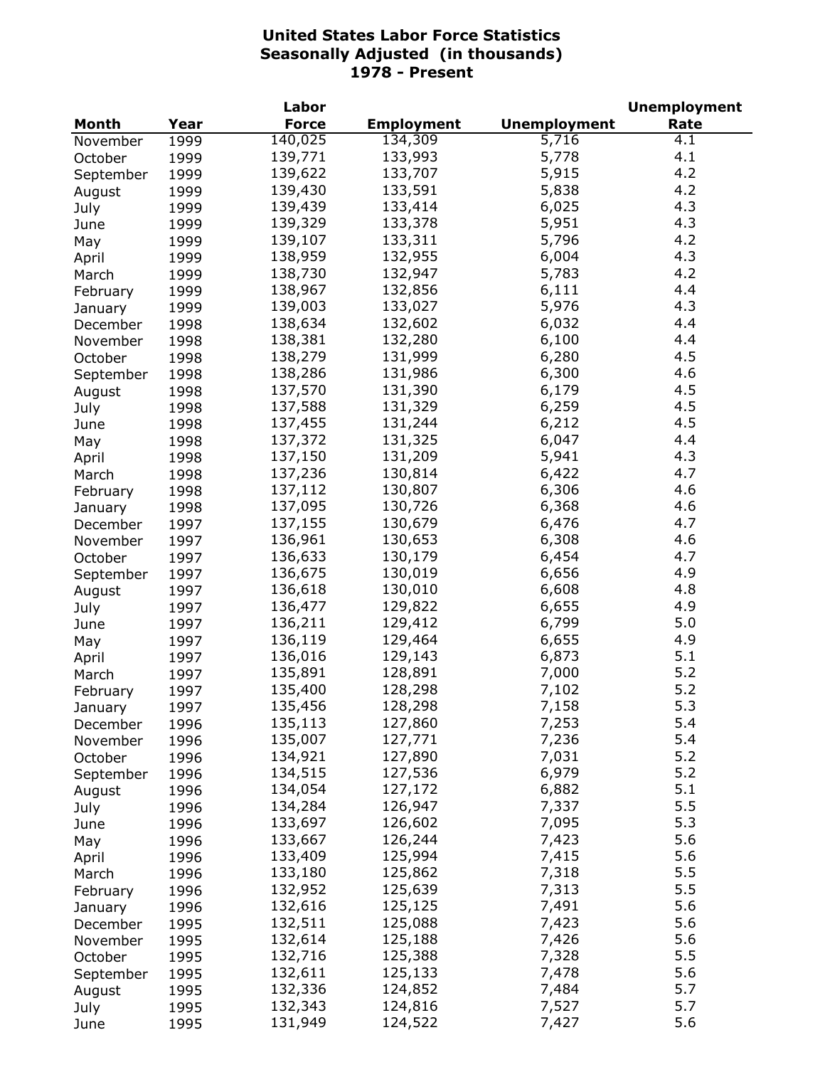# United States Labor Force Statistics
## Seasonally Adjusted (in thousands)
## 1978 - Present

| Month | Year | Labor Force | Employment | Unemployment | Unemployment Rate |
|---|---|---|---|---|---|
| November | 1999 | 140,025 | 134,309 | 5,716 | 4.1 |
| October | 1999 | 139,771 | 133,993 | 5,778 | 4.1 |
| September | 1999 | 139,622 | 133,707 | 5,915 | 4.2 |
| August | 1999 | 139,430 | 133,591 | 5,838 | 4.2 |
| July | 1999 | 139,439 | 133,414 | 6,025 | 4.3 |
| June | 1999 | 139,329 | 133,378 | 5,951 | 4.3 |
| May | 1999 | 139,107 | 133,311 | 5,796 | 4.2 |
| April | 1999 | 138,959 | 132,955 | 6,004 | 4.3 |
| March | 1999 | 138,730 | 132,947 | 5,783 | 4.2 |
| February | 1999 | 138,967 | 132,856 | 6,111 | 4.4 |
| January | 1999 | 139,003 | 133,027 | 5,976 | 4.3 |
| December | 1998 | 138,634 | 132,602 | 6,032 | 4.4 |
| November | 1998 | 138,381 | 132,280 | 6,100 | 4.4 |
| October | 1998 | 138,279 | 131,999 | 6,280 | 4.5 |
| September | 1998 | 138,286 | 131,986 | 6,300 | 4.6 |
| August | 1998 | 137,570 | 131,390 | 6,179 | 4.5 |
| July | 1998 | 137,588 | 131,329 | 6,259 | 4.5 |
| June | 1998 | 137,455 | 131,244 | 6,212 | 4.5 |
| May | 1998 | 137,372 | 131,325 | 6,047 | 4.4 |
| April | 1998 | 137,150 | 131,209 | 5,941 | 4.3 |
| March | 1998 | 137,236 | 130,814 | 6,422 | 4.7 |
| February | 1998 | 137,112 | 130,807 | 6,306 | 4.6 |
| January | 1998 | 137,095 | 130,726 | 6,368 | 4.6 |
| December | 1997 | 137,155 | 130,679 | 6,476 | 4.7 |
| November | 1997 | 136,961 | 130,653 | 6,308 | 4.6 |
| October | 1997 | 136,633 | 130,179 | 6,454 | 4.7 |
| September | 1997 | 136,675 | 130,019 | 6,656 | 4.9 |
| August | 1997 | 136,618 | 130,010 | 6,608 | 4.8 |
| July | 1997 | 136,477 | 129,822 | 6,655 | 4.9 |
| June | 1997 | 136,211 | 129,412 | 6,799 | 5.0 |
| May | 1997 | 136,119 | 129,464 | 6,655 | 4.9 |
| April | 1997 | 136,016 | 129,143 | 6,873 | 5.1 |
| March | 1997 | 135,891 | 128,891 | 7,000 | 5.2 |
| February | 1997 | 135,400 | 128,298 | 7,102 | 5.2 |
| January | 1997 | 135,456 | 128,298 | 7,158 | 5.3 |
| December | 1996 | 135,113 | 127,860 | 7,253 | 5.4 |
| November | 1996 | 135,007 | 127,771 | 7,236 | 5.4 |
| October | 1996 | 134,921 | 127,890 | 7,031 | 5.2 |
| September | 1996 | 134,515 | 127,536 | 6,979 | 5.2 |
| August | 1996 | 134,054 | 127,172 | 6,882 | 5.1 |
| July | 1996 | 134,284 | 126,947 | 7,337 | 5.5 |
| June | 1996 | 133,697 | 126,602 | 7,095 | 5.3 |
| May | 1996 | 133,667 | 126,244 | 7,423 | 5.6 |
| April | 1996 | 133,409 | 125,994 | 7,415 | 5.6 |
| March | 1996 | 133,180 | 125,862 | 7,318 | 5.5 |
| February | 1996 | 132,952 | 125,639 | 7,313 | 5.5 |
| January | 1996 | 132,616 | 125,125 | 7,491 | 5.6 |
| December | 1995 | 132,511 | 125,088 | 7,423 | 5.6 |
| November | 1995 | 132,614 | 125,188 | 7,426 | 5.6 |
| October | 1995 | 132,716 | 125,388 | 7,328 | 5.5 |
| September | 1995 | 132,611 | 125,133 | 7,478 | 5.6 |
| August | 1995 | 132,336 | 124,852 | 7,484 | 5.7 |
| July | 1995 | 132,343 | 124,816 | 7,527 | 5.7 |
| June | 1995 | 131,949 | 124,522 | 7,427 | 5.6 |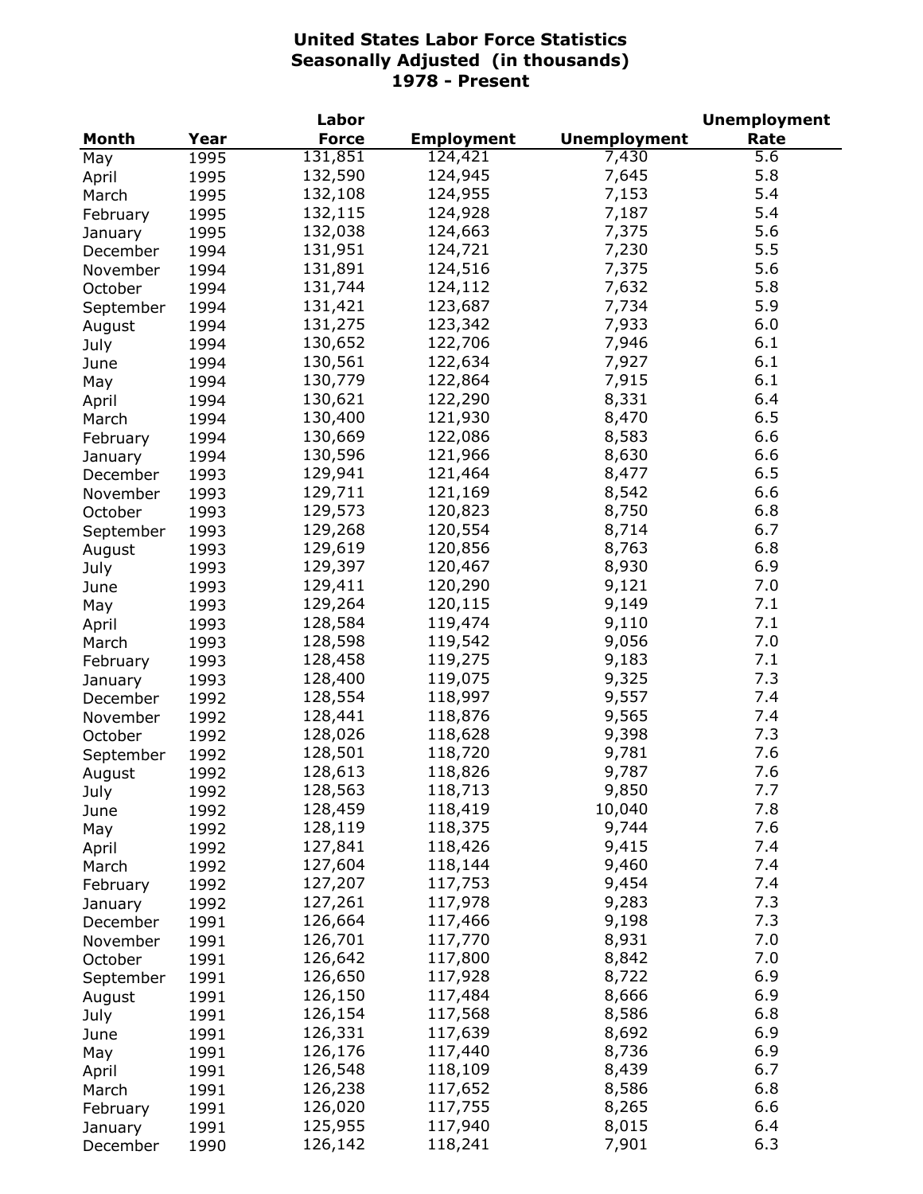**United States Labor Force Statistics**
**Seasonally Adjusted (in thousands)**
**1978 - Present**

| Month | Year | Labor Force | Employment | Unemployment | Unemployment Rate |
|---|---|---|---|---|---|
| May | 1995 | 131,851 | 124,421 | 7,430 | 5.6 |
| April | 1995 | 132,590 | 124,945 | 7,645 | 5.8 |
| March | 1995 | 132,108 | 124,955 | 7,153 | 5.4 |
| February | 1995 | 132,115 | 124,928 | 7,187 | 5.4 |
| January | 1995 | 132,038 | 124,663 | 7,375 | 5.6 |
| December | 1994 | 131,951 | 124,721 | 7,230 | 5.5 |
| November | 1994 | 131,891 | 124,516 | 7,375 | 5.6 |
| October | 1994 | 131,744 | 124,112 | 7,632 | 5.8 |
| September | 1994 | 131,421 | 123,687 | 7,734 | 5.9 |
| August | 1994 | 131,275 | 123,342 | 7,933 | 6.0 |
| July | 1994 | 130,652 | 122,706 | 7,946 | 6.1 |
| June | 1994 | 130,561 | 122,634 | 7,927 | 6.1 |
| May | 1994 | 130,779 | 122,864 | 7,915 | 6.1 |
| April | 1994 | 130,621 | 122,290 | 8,331 | 6.4 |
| March | 1994 | 130,400 | 121,930 | 8,470 | 6.5 |
| February | 1994 | 130,669 | 122,086 | 8,583 | 6.6 |
| January | 1994 | 130,596 | 121,966 | 8,630 | 6.6 |
| December | 1993 | 129,941 | 121,464 | 8,477 | 6.5 |
| November | 1993 | 129,711 | 121,169 | 8,542 | 6.6 |
| October | 1993 | 129,573 | 120,823 | 8,750 | 6.8 |
| September | 1993 | 129,268 | 120,554 | 8,714 | 6.7 |
| August | 1993 | 129,619 | 120,856 | 8,763 | 6.8 |
| July | 1993 | 129,397 | 120,467 | 8,930 | 6.9 |
| June | 1993 | 129,411 | 120,290 | 9,121 | 7.0 |
| May | 1993 | 129,264 | 120,115 | 9,149 | 7.1 |
| April | 1993 | 128,584 | 119,474 | 9,110 | 7.1 |
| March | 1993 | 128,598 | 119,542 | 9,056 | 7.0 |
| February | 1993 | 128,458 | 119,275 | 9,183 | 7.1 |
| January | 1993 | 128,400 | 119,075 | 9,325 | 7.3 |
| December | 1992 | 128,554 | 118,997 | 9,557 | 7.4 |
| November | 1992 | 128,441 | 118,876 | 9,565 | 7.4 |
| October | 1992 | 128,026 | 118,628 | 9,398 | 7.3 |
| September | 1992 | 128,501 | 118,720 | 9,781 | 7.6 |
| August | 1992 | 128,613 | 118,826 | 9,787 | 7.6 |
| July | 1992 | 128,563 | 118,713 | 9,850 | 7.7 |
| June | 1992 | 128,459 | 118,419 | 10,040 | 7.8 |
| May | 1992 | 128,119 | 118,375 | 9,744 | 7.6 |
| April | 1992 | 127,841 | 118,426 | 9,415 | 7.4 |
| March | 1992 | 127,604 | 118,144 | 9,460 | 7.4 |
| February | 1992 | 127,207 | 117,753 | 9,454 | 7.4 |
| January | 1992 | 127,261 | 117,978 | 9,283 | 7.3 |
| December | 1991 | 126,664 | 117,466 | 9,198 | 7.3 |
| November | 1991 | 126,701 | 117,770 | 8,931 | 7.0 |
| October | 1991 | 126,642 | 117,800 | 8,842 | 7.0 |
| September | 1991 | 126,650 | 117,928 | 8,722 | 6.9 |
| August | 1991 | 126,150 | 117,484 | 8,666 | 6.9 |
| July | 1991 | 126,154 | 117,568 | 8,586 | 6.8 |
| June | 1991 | 126,331 | 117,639 | 8,692 | 6.9 |
| May | 1991 | 126,176 | 117,440 | 8,736 | 6.9 |
| April | 1991 | 126,548 | 118,109 | 8,439 | 6.7 |
| March | 1991 | 126,238 | 117,652 | 8,586 | 6.8 |
| February | 1991 | 126,020 | 117,755 | 8,265 | 6.6 |
| January | 1991 | 125,955 | 117,940 | 8,015 | 6.4 |
| December | 1990 | 126,142 | 118,241 | 7,901 | 6.3 |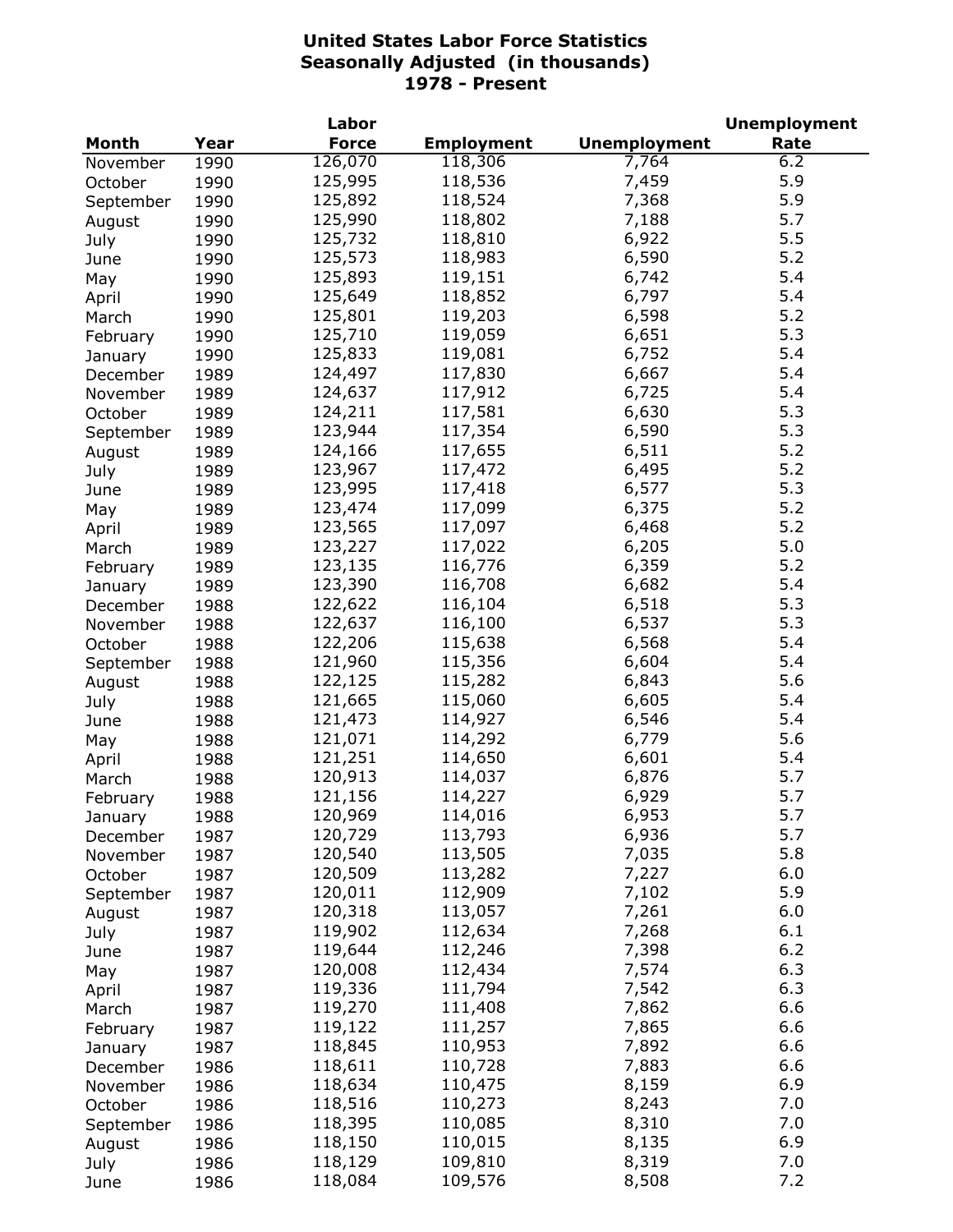# United States Labor Force Statistics
## Seasonally Adjusted (in thousands)
## 1978 - Present

| Month | Year | Labor Force | Employment | Unemployment | Unemployment Rate |
|---|---|---|---|---|---|
| November | 1990 | 126,070 | 118,306 | 7,764 | 6.2 |
| October | 1990 | 125,995 | 118,536 | 7,459 | 5.9 |
| September | 1990 | 125,892 | 118,524 | 7,368 | 5.9 |
| August | 1990 | 125,990 | 118,802 | 7,188 | 5.7 |
| July | 1990 | 125,732 | 118,810 | 6,922 | 5.5 |
| June | 1990 | 125,573 | 118,983 | 6,590 | 5.2 |
| May | 1990 | 125,893 | 119,151 | 6,742 | 5.4 |
| April | 1990 | 125,649 | 118,852 | 6,797 | 5.4 |
| March | 1990 | 125,801 | 119,203 | 6,598 | 5.2 |
| February | 1990 | 125,710 | 119,059 | 6,651 | 5.3 |
| January | 1990 | 125,833 | 119,081 | 6,752 | 5.4 |
| December | 1989 | 124,497 | 117,830 | 6,667 | 5.4 |
| November | 1989 | 124,637 | 117,912 | 6,725 | 5.4 |
| October | 1989 | 124,211 | 117,581 | 6,630 | 5.3 |
| September | 1989 | 123,944 | 117,354 | 6,590 | 5.3 |
| August | 1989 | 124,166 | 117,655 | 6,511 | 5.2 |
| July | 1989 | 123,967 | 117,472 | 6,495 | 5.2 |
| June | 1989 | 123,995 | 117,418 | 6,577 | 5.3 |
| May | 1989 | 123,474 | 117,099 | 6,375 | 5.2 |
| April | 1989 | 123,565 | 117,097 | 6,468 | 5.2 |
| March | 1989 | 123,227 | 117,022 | 6,205 | 5.0 |
| February | 1989 | 123,135 | 116,776 | 6,359 | 5.2 |
| January | 1989 | 123,390 | 116,708 | 6,682 | 5.4 |
| December | 1988 | 122,622 | 116,104 | 6,518 | 5.3 |
| November | 1988 | 122,637 | 116,100 | 6,537 | 5.3 |
| October | 1988 | 122,206 | 115,638 | 6,568 | 5.4 |
| September | 1988 | 121,960 | 115,356 | 6,604 | 5.4 |
| August | 1988 | 122,125 | 115,282 | 6,843 | 5.6 |
| July | 1988 | 121,665 | 115,060 | 6,605 | 5.4 |
| June | 1988 | 121,473 | 114,927 | 6,546 | 5.4 |
| May | 1988 | 121,071 | 114,292 | 6,779 | 5.6 |
| April | 1988 | 121,251 | 114,650 | 6,601 | 5.4 |
| March | 1988 | 120,913 | 114,037 | 6,876 | 5.7 |
| February | 1988 | 121,156 | 114,227 | 6,929 | 5.7 |
| January | 1988 | 120,969 | 114,016 | 6,953 | 5.7 |
| December | 1987 | 120,729 | 113,793 | 6,936 | 5.7 |
| November | 1987 | 120,540 | 113,505 | 7,035 | 5.8 |
| October | 1987 | 120,509 | 113,282 | 7,227 | 6.0 |
| September | 1987 | 120,011 | 112,909 | 7,102 | 5.9 |
| August | 1987 | 120,318 | 113,057 | 7,261 | 6.0 |
| July | 1987 | 119,902 | 112,634 | 7,268 | 6.1 |
| June | 1987 | 119,644 | 112,246 | 7,398 | 6.2 |
| May | 1987 | 120,008 | 112,434 | 7,574 | 6.3 |
| April | 1987 | 119,336 | 111,794 | 7,542 | 6.3 |
| March | 1987 | 119,270 | 111,408 | 7,862 | 6.6 |
| February | 1987 | 119,122 | 111,257 | 7,865 | 6.6 |
| January | 1987 | 118,845 | 110,953 | 7,892 | 6.6 |
| December | 1986 | 118,611 | 110,728 | 7,883 | 6.6 |
| November | 1986 | 118,634 | 110,475 | 8,159 | 6.9 |
| October | 1986 | 118,516 | 110,273 | 8,243 | 7.0 |
| September | 1986 | 118,395 | 110,085 | 8,310 | 7.0 |
| August | 1986 | 118,150 | 110,015 | 8,135 | 6.9 |
| July | 1986 | 118,129 | 109,810 | 8,319 | 7.0 |
| June | 1986 | 118,084 | 109,576 | 8,508 | 7.2 |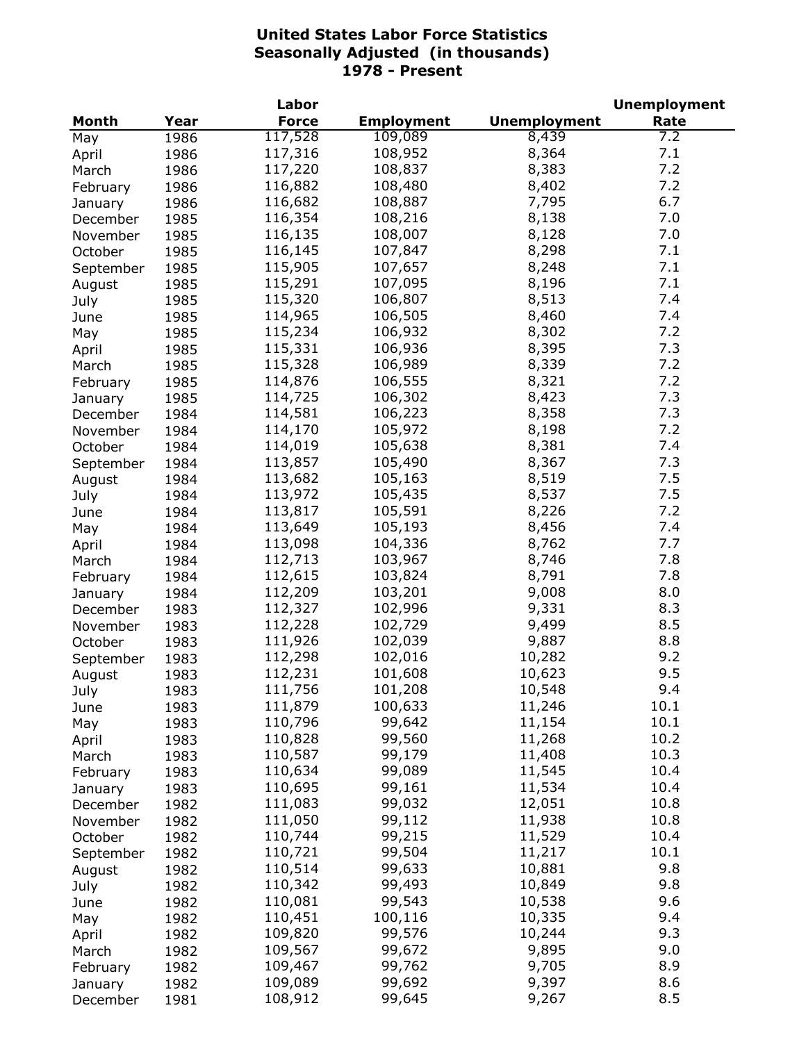# United States Labor Force Statistics
## Seasonally Adjusted (in thousands)
## 1978 - Present

| Month | Year | Labor Force | Employment | Unemployment | Unemployment Rate |
|---|---|---|---|---|---|
| May | 1986 | 117,528 | 109,089 | 8,439 | 7.2 |
| April | 1986 | 117,316 | 108,952 | 8,364 | 7.1 |
| March | 1986 | 117,220 | 108,837 | 8,383 | 7.2 |
| February | 1986 | 116,882 | 108,480 | 8,402 | 7.2 |
| January | 1986 | 116,682 | 108,887 | 7,795 | 6.7 |
| December | 1985 | 116,354 | 108,216 | 8,138 | 7.0 |
| November | 1985 | 116,135 | 108,007 | 8,128 | 7.0 |
| October | 1985 | 116,145 | 107,847 | 8,298 | 7.1 |
| September | 1985 | 115,905 | 107,657 | 8,248 | 7.1 |
| August | 1985 | 115,291 | 107,095 | 8,196 | 7.1 |
| July | 1985 | 115,320 | 106,807 | 8,513 | 7.4 |
| June | 1985 | 114,965 | 106,505 | 8,460 | 7.4 |
| May | 1985 | 115,234 | 106,932 | 8,302 | 7.2 |
| April | 1985 | 115,331 | 106,936 | 8,395 | 7.3 |
| March | 1985 | 115,328 | 106,989 | 8,339 | 7.2 |
| February | 1985 | 114,876 | 106,555 | 8,321 | 7.2 |
| January | 1985 | 114,725 | 106,302 | 8,423 | 7.3 |
| December | 1984 | 114,581 | 106,223 | 8,358 | 7.3 |
| November | 1984 | 114,170 | 105,972 | 8,198 | 7.2 |
| October | 1984 | 114,019 | 105,638 | 8,381 | 7.4 |
| September | 1984 | 113,857 | 105,490 | 8,367 | 7.3 |
| August | 1984 | 113,682 | 105,163 | 8,519 | 7.5 |
| July | 1984 | 113,972 | 105,435 | 8,537 | 7.5 |
| June | 1984 | 113,817 | 105,591 | 8,226 | 7.2 |
| May | 1984 | 113,649 | 105,193 | 8,456 | 7.4 |
| April | 1984 | 113,098 | 104,336 | 8,762 | 7.7 |
| March | 1984 | 112,713 | 103,967 | 8,746 | 7.8 |
| February | 1984 | 112,615 | 103,824 | 8,791 | 7.8 |
| January | 1984 | 112,209 | 103,201 | 9,008 | 8.0 |
| December | 1983 | 112,327 | 102,996 | 9,331 | 8.3 |
| November | 1983 | 112,228 | 102,729 | 9,499 | 8.5 |
| October | 1983 | 111,926 | 102,039 | 9,887 | 8.8 |
| September | 1983 | 112,298 | 102,016 | 10,282 | 9.2 |
| August | 1983 | 112,231 | 101,608 | 10,623 | 9.5 |
| July | 1983 | 111,756 | 101,208 | 10,548 | 9.4 |
| June | 1983 | 111,879 | 100,633 | 11,246 | 10.1 |
| May | 1983 | 110,796 | 99,642 | 11,154 | 10.1 |
| April | 1983 | 110,828 | 99,560 | 11,268 | 10.2 |
| March | 1983 | 110,587 | 99,179 | 11,408 | 10.3 |
| February | 1983 | 110,634 | 99,089 | 11,545 | 10.4 |
| January | 1983 | 110,695 | 99,161 | 11,534 | 10.4 |
| December | 1982 | 111,083 | 99,032 | 12,051 | 10.8 |
| November | 1982 | 111,050 | 99,112 | 11,938 | 10.8 |
| October | 1982 | 110,744 | 99,215 | 11,529 | 10.4 |
| September | 1982 | 110,721 | 99,504 | 11,217 | 10.1 |
| August | 1982 | 110,514 | 99,633 | 10,881 | 9.8 |
| July | 1982 | 110,342 | 99,493 | 10,849 | 9.8 |
| June | 1982 | 110,081 | 99,543 | 10,538 | 9.6 |
| May | 1982 | 110,451 | 100,116 | 10,335 | 9.4 |
| April | 1982 | 109,820 | 99,576 | 10,244 | 9.3 |
| March | 1982 | 109,567 | 99,672 | 9,895 | 9.0 |
| February | 1982 | 109,467 | 99,762 | 9,705 | 8.9 |
| January | 1982 | 109,089 | 99,692 | 9,397 | 8.6 |
| December | 1981 | 108,912 | 99,645 | 9,267 | 8.5 |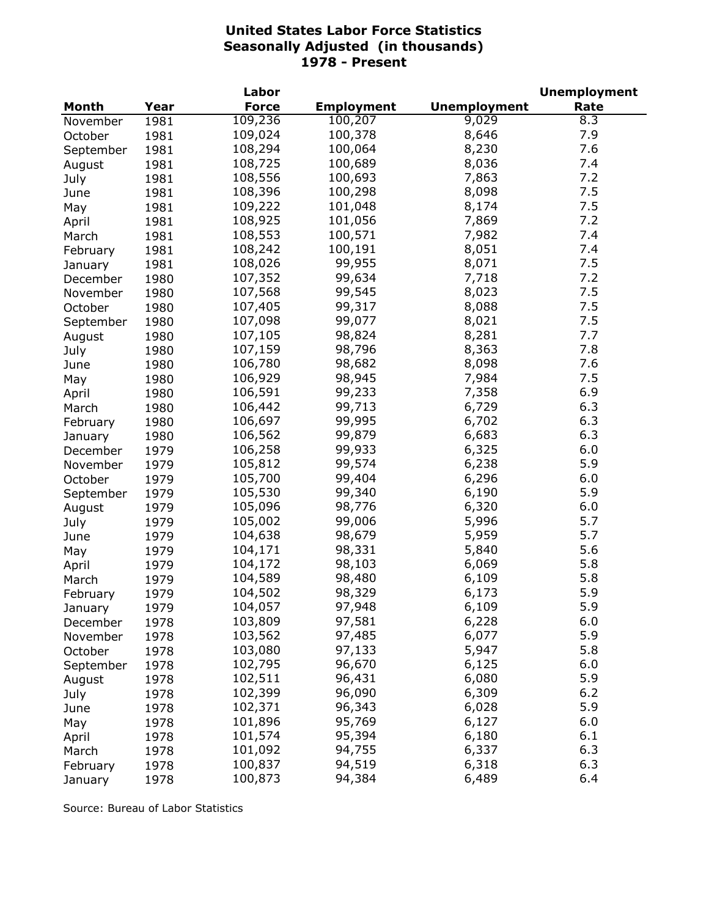# United States Labor Force Statistics
## Seasonally Adjusted (in thousands)
## 1978 - Present

| Month | Year | Labor Force | Employment | Unemployment | Unemployment Rate |
|---|---|---|---|---|---|
| November | 1981 | 109,236 | 100,207 | 9,029 | 8.3 |
| October | 1981 | 109,024 | 100,378 | 8,646 | 7.9 |
| September | 1981 | 108,294 | 100,064 | 8,230 | 7.6 |
| August | 1981 | 108,725 | 100,689 | 8,036 | 7.4 |
| July | 1981 | 108,556 | 100,693 | 7,863 | 7.2 |
| June | 1981 | 108,396 | 100,298 | 8,098 | 7.5 |
| May | 1981 | 109,222 | 101,048 | 8,174 | 7.5 |
| April | 1981 | 108,925 | 101,056 | 7,869 | 7.2 |
| March | 1981 | 108,553 | 100,571 | 7,982 | 7.4 |
| February | 1981 | 108,242 | 100,191 | 8,051 | 7.4 |
| January | 1981 | 108,026 | 99,955 | 8,071 | 7.5 |
| December | 1980 | 107,352 | 99,634 | 7,718 | 7.2 |
| November | 1980 | 107,568 | 99,545 | 8,023 | 7.5 |
| October | 1980 | 107,405 | 99,317 | 8,088 | 7.5 |
| September | 1980 | 107,098 | 99,077 | 8,021 | 7.5 |
| August | 1980 | 107,105 | 98,824 | 8,281 | 7.7 |
| July | 1980 | 107,159 | 98,796 | 8,363 | 7.8 |
| June | 1980 | 106,780 | 98,682 | 8,098 | 7.6 |
| May | 1980 | 106,929 | 98,945 | 7,984 | 7.5 |
| April | 1980 | 106,591 | 99,233 | 7,358 | 6.9 |
| March | 1980 | 106,442 | 99,713 | 6,729 | 6.3 |
| February | 1980 | 106,697 | 99,995 | 6,702 | 6.3 |
| January | 1980 | 106,562 | 99,879 | 6,683 | 6.3 |
| December | 1979 | 106,258 | 99,933 | 6,325 | 6.0 |
| November | 1979 | 105,812 | 99,574 | 6,238 | 5.9 |
| October | 1979 | 105,700 | 99,404 | 6,296 | 6.0 |
| September | 1979 | 105,530 | 99,340 | 6,190 | 5.9 |
| August | 1979 | 105,096 | 98,776 | 6,320 | 6.0 |
| July | 1979 | 105,002 | 99,006 | 5,996 | 5.7 |
| June | 1979 | 104,638 | 98,679 | 5,959 | 5.7 |
| May | 1979 | 104,171 | 98,331 | 5,840 | 5.6 |
| April | 1979 | 104,172 | 98,103 | 6,069 | 5.8 |
| March | 1979 | 104,589 | 98,480 | 6,109 | 5.8 |
| February | 1979 | 104,502 | 98,329 | 6,173 | 5.9 |
| January | 1979 | 104,057 | 97,948 | 6,109 | 5.9 |
| December | 1978 | 103,809 | 97,581 | 6,228 | 6.0 |
| November | 1978 | 103,562 | 97,485 | 6,077 | 5.9 |
| October | 1978 | 103,080 | 97,133 | 5,947 | 5.8 |
| September | 1978 | 102,795 | 96,670 | 6,125 | 6.0 |
| August | 1978 | 102,511 | 96,431 | 6,080 | 5.9 |
| July | 1978 | 102,399 | 96,090 | 6,309 | 6.2 |
| June | 1978 | 102,371 | 96,343 | 6,028 | 5.9 |
| May | 1978 | 101,896 | 95,769 | 6,127 | 6.0 |
| April | 1978 | 101,574 | 95,394 | 6,180 | 6.1 |
| March | 1978 | 101,092 | 94,755 | 6,337 | 6.3 |
| February | 1978 | 100,837 | 94,519 | 6,318 | 6.3 |
| January | 1978 | 100,873 | 94,384 | 6,489 | 6.4 |

Source: Bureau of Labor Statistics